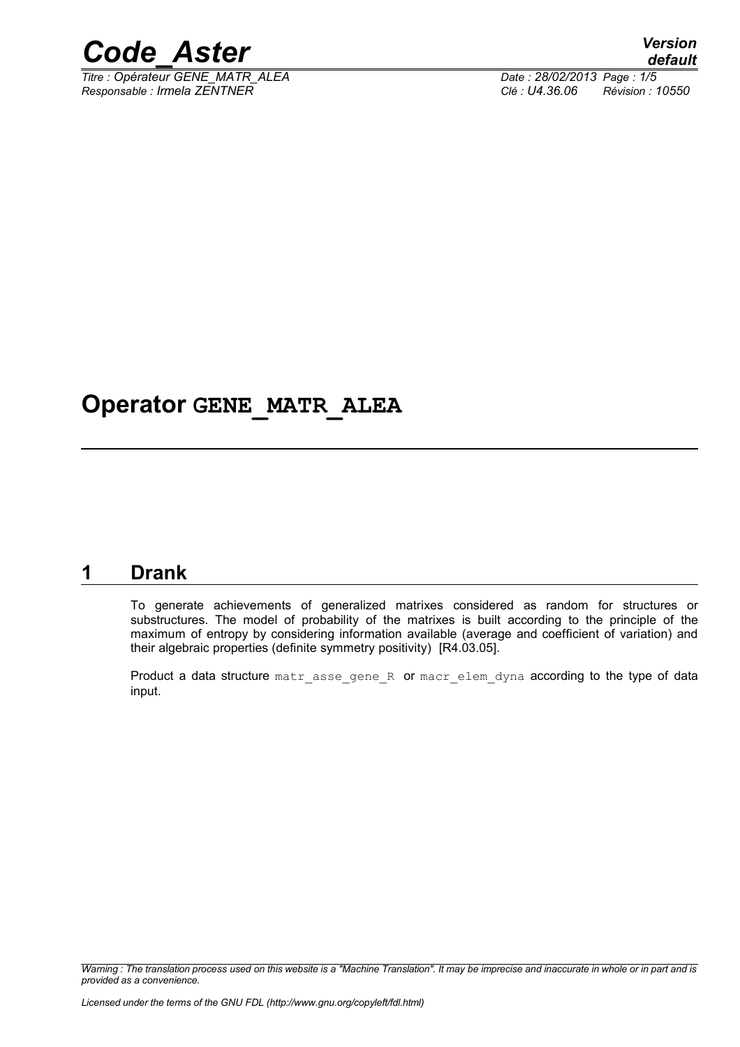# Operator GENE_MATR_ALEA

## 1 Drank

To generate achievements of generalized matrixes considered as random for structures or substructures. The model of probability of the matrixes is built according to the principle of the maximum of entropy by considering information available (average and coefficient of variation) and their algebraic properties (definite symmetry positivity) [R4.03.05].

Product a data structure matr_asse_gene_R or macr_elem_dyna according to the type of data input.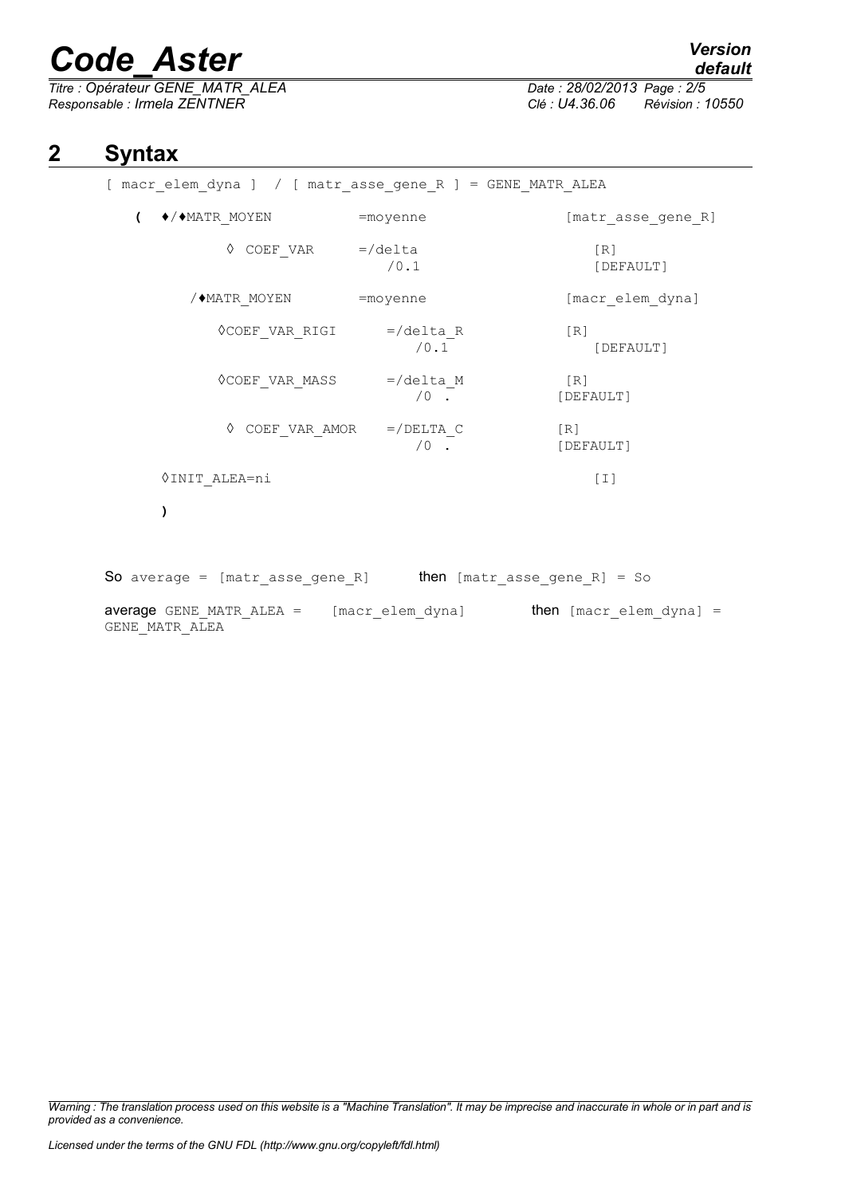## 2 Syntax

```
[ macr_elem_dyna ]  / [ matr_asse_gene_R ] = GENE_MATR_ALEA

   (  ♦/♦MATR_MOYEN          =moyenne                [matr_asse_gene_R]

           ◊ COEF_VAR        =/delta                    [R]
                               /0.1                     [DEFAULT]

      /♦MATR_MOYEN           =moyenne                [macr_elem_dyna]

          ◊COEF_VAR_RIGI      =/delta_R               [R]
                                /0.1                     [DEFAULT]

          ◊COEF_VAR_MASS      =/delta_M               [R]
                                /0 .                  [DEFAULT]

           ◊ COEF_VAR_AMOR    =/DELTA_C               [R]
                                /0 .                  [DEFAULT]

     ◊INIT_ALEA=ni                                       [I]

     )
```

**So** `average = [matr_asse_gene_R]` **then** `[matr_asse_gene_R] = So`

**average** `GENE_MATR_ALEA = [macr_elem_dyna]` **then** `[macr_elem_dyna] = GENE_MATR_ALEA`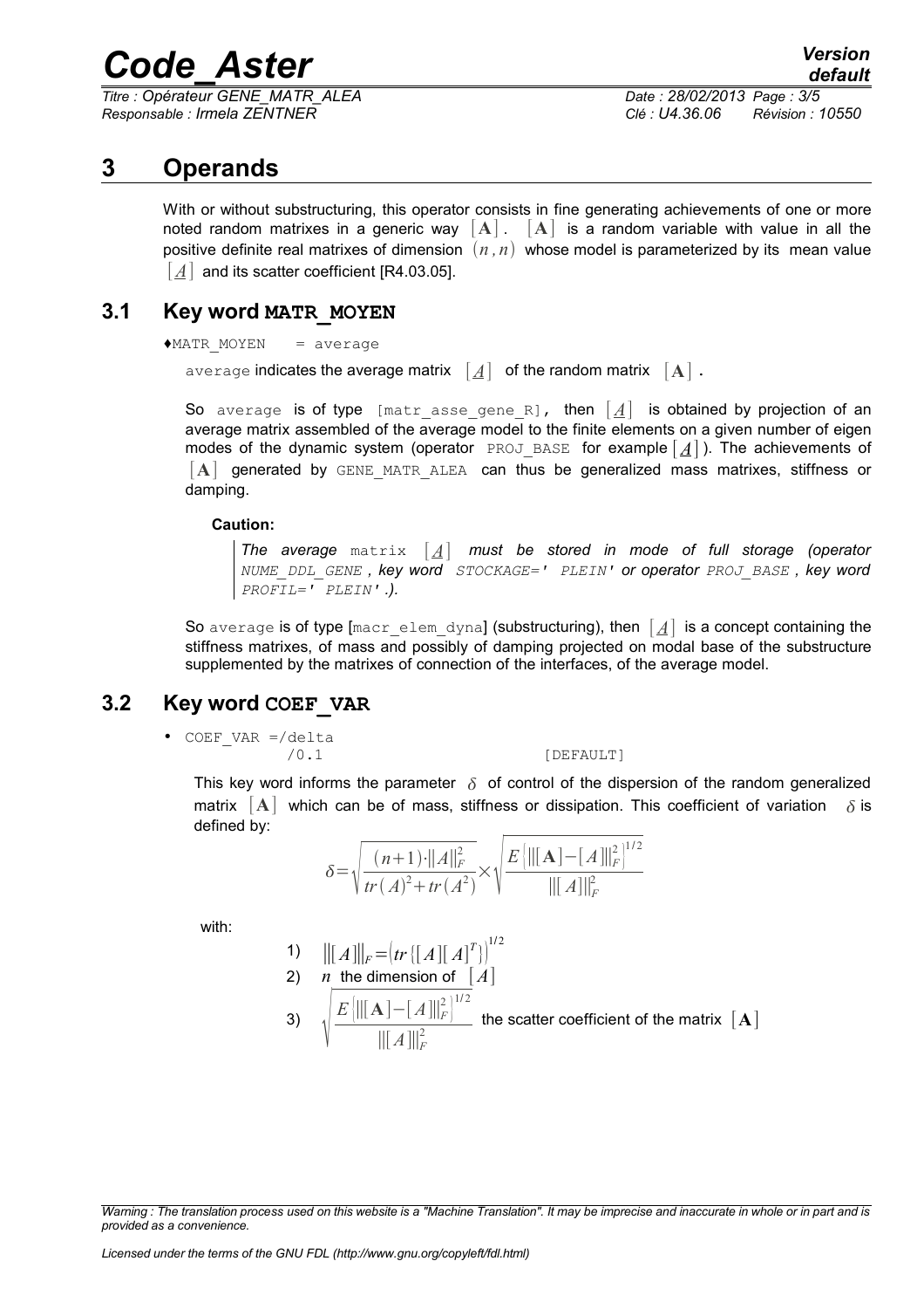# 3 Operands

With or without substructuring, this operator consists in fine generating achievements of one or more noted random matrixes in a generic way $[\mathbf{A}]$. $[\mathbf{A}]$ is a random variable with value in all the positive definite real matrixes of dimension $(n,n)$ whose model is parameterized by its mean value $[\underline{A}]$ and its scatter coefficient [R4.03.05].

## 3.1 Key word MATR_MOYEN

♦MATR_MOYEN = average

average indicates the average matrix $[\underline{A}]$ of the random matrix $[\mathbf{A}]$.

So average is of type [matr_asse_gene_R], then $[\underline{A}]$ is obtained by projection of an average matrix assembled of the average model to the finite elements on a given number of eigen modes of the dynamic system (operator PROJ_BASE for example $[\underline{A}]$). The achievements of $[\mathbf{A}]$ generated by GENE_MATR_ALEA can thus be generalized mass matrixes, stiffness or damping.

**Caution:**

> ***The average** matrix $[\underline{A}]$ **must be stored in mode of full storage (operator** NUME_DDL_GENE **, key word** STOCKAGE=' PLEIN' **or operator** PROJ_BASE **, key word** PROFIL=' PLEIN' **.).***

So average is of type [macr_elem_dyna] (substructuring), then $[\underline{A}]$ is a concept containing the stiffness matrixes, of mass and possibly of damping projected on modal base of the substructure supplemented by the matrixes of connection of the interfaces, of the average model.

## 3.2 Key word COEF_VAR

- COEF_VAR =/delta
  /0.1 [DEFAULT]

This key word informs the parameter $\delta$ of control of the dispersion of the random generalized matrix $[\mathbf{A}]$ which can be of mass, stiffness or dissipation. This coefficient of variation $\delta$ is defined by:

$$\delta=\sqrt{\frac{(n+1)\cdot\|A\|_F^2}{tr(A)^2+tr(A^2)}}\times\sqrt{\frac{E\{\|[\mathbf{A}]-[A]\|_F^2\}^{1/2}}{\|[A]\|_F^2}}$$

with:

1) $\|[A]\|_F=(tr\{[A][A]^T\})^{1/2}$
2) $n$ the dimension of $[A]$
3) $\sqrt{\frac{E\{\|[\mathbf{A}]-[A]\|_F^2\}^{1/2}}{\|[A]\|_F^2}}$ the scatter coefficient of the matrix $[\mathbf{A}]$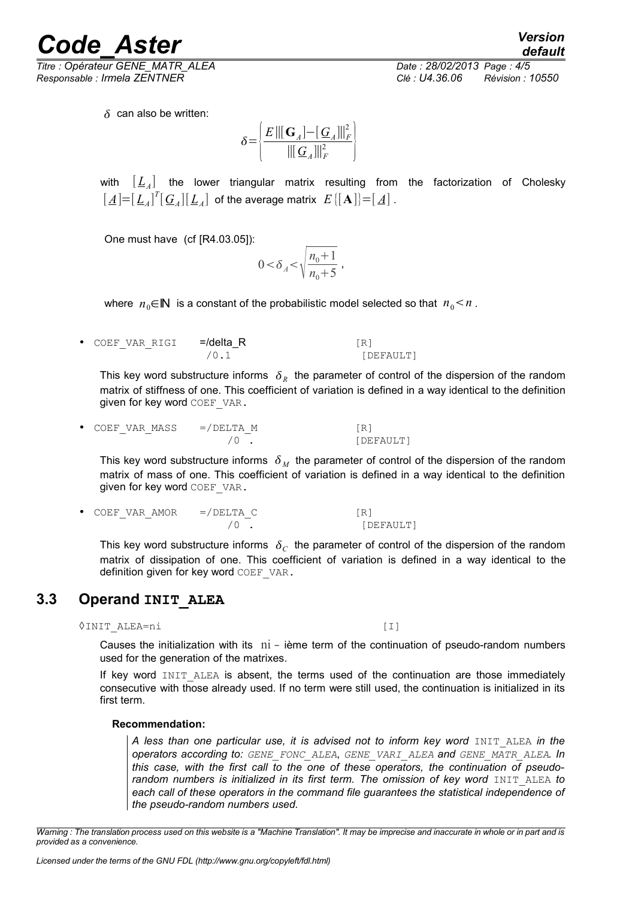$\delta$ can also be written:

$$\delta = \left\{ \frac{E \, \| [\mathbf{G}_A] - [\underline{G}_A] \|_F^2}{\| [\underline{G}_A] \|_F^2} \right\}$$

with $[\underline{L}_A]$ the lower triangular matrix resulting from the factorization of Cholesky $[\underline{A}] = [\underline{L}_A]^T [\underline{G}_A] [\underline{L}_A]$ of the average matrix $E\{[\mathbf{A}]\} = [\underline{A}]$.

One must have (cf [R4.03.05]):

$$0 < \delta_A < \sqrt{\frac{n_0 + 1}{n_0 + 5}} ,$$

where $n_0 \in \mathbb{N}$ is a constant of the probabilistic model selected so that $n_0 < n$.

- `COEF_VAR_RIGI` =/delta_R [R]
  /0.1 [DEFAULT]

  This key word substructure informs $\delta_R$ the parameter of control of the dispersion of the random matrix of stiffness of one. This coefficient of variation is defined in a way identical to the definition given for key word `COEF_VAR`.

- `COEF_VAR_MASS` =/DELTA_M [R]
  /0 . [DEFAULT]

  This key word substructure informs $\delta_M$ the parameter of control of the dispersion of the random matrix of mass of one. This coefficient of variation is defined in a way identical to the definition given for key word `COEF_VAR`.

- `COEF_VAR_AMOR` =/DELTA_C [R]
  /0 . [DEFAULT]

  This key word substructure informs $\delta_C$ the parameter of control of the dispersion of the random matrix of dissipation of one. This coefficient of variation is defined in a way identical to the definition given for key word `COEF_VAR`.

## 3.3 Operand INIT_ALEA

◊INIT_ALEA=ni [I]

Causes the initialization with its $\mathrm{ni}$ - ième term of the continuation of pseudo-random numbers used for the generation of the matrixes.

If key word `INIT_ALEA` is absent, the terms used of the continuation are those immediately consecutive with those already used. If no term were still used, the continuation is initialized in its first term.

**Recommendation:**

*A less than one particular use, it is advised not to inform key word `INIT_ALEA` in the operators according to: `GENE_FONC_ALEA`, `GENE_VARI_ALEA` and `GENE_MATR_ALEA`. In this case, with the first call to the one of these operators, the continuation of pseudo-random numbers is initialized in its first term. The omission of key word `INIT_ALEA` to each call of these operators in the command file guarantees the statistical independence of the pseudo-random numbers used.*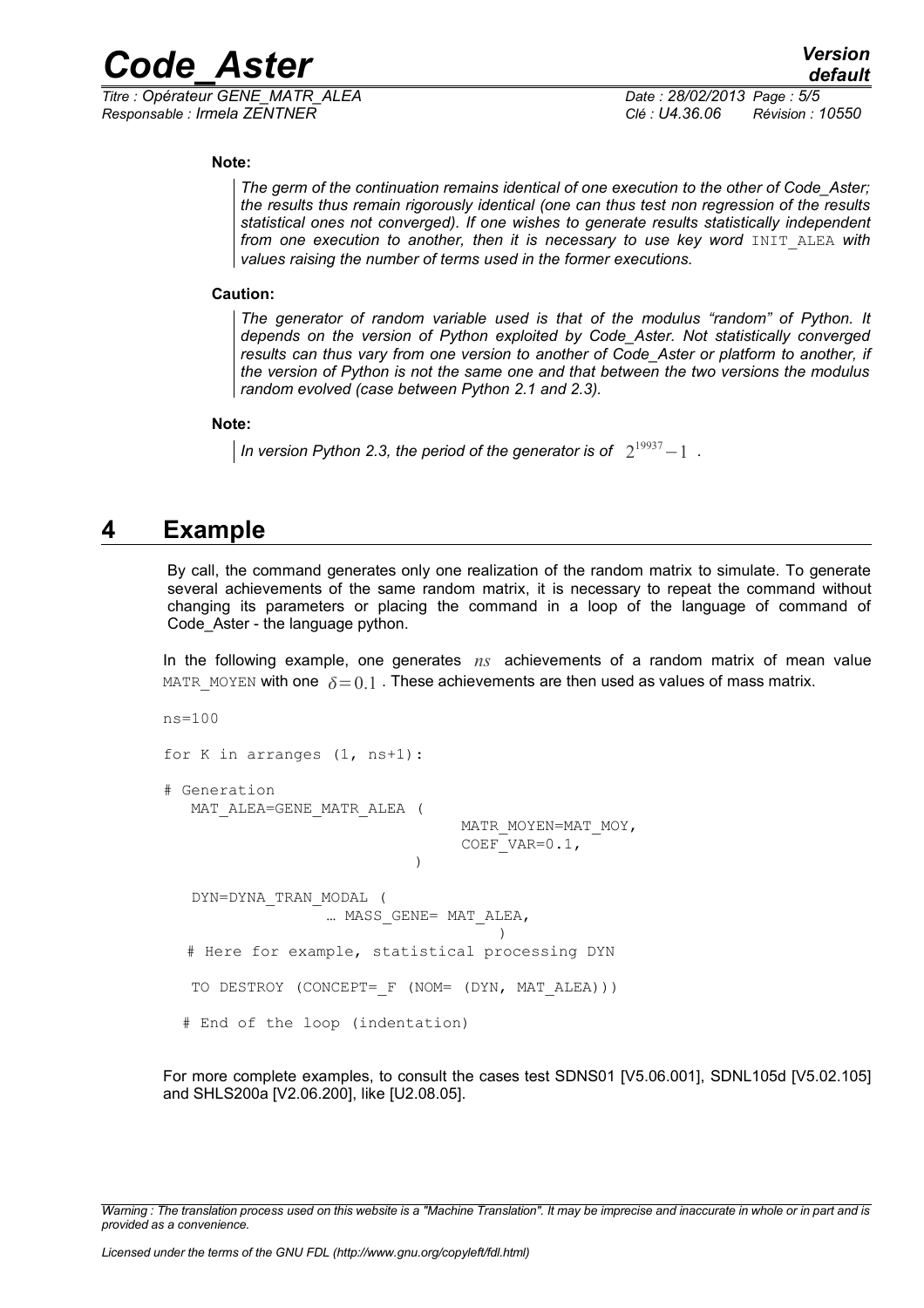**Note:**

*The germ of the continuation remains identical of one execution to the other of Code_Aster; the results thus remain rigorously identical (one can thus test non regression of the results statistical ones not converged). If one wishes to generate results statistically independent from one execution to another, then it is necessary to use key word* INIT_ALEA *with values raising the number of terms used in the former executions.*

**Caution:**

*The generator of random variable used is that of the modulus "random" of Python. It depends on the version of Python exploited by Code_Aster. Not statistically converged results can thus vary from one version to another of Code_Aster or platform to another, if the version of Python is not the same one and that between the two versions the modulus random evolved (case between Python 2.1 and 2.3).*

**Note:**

*In version Python 2.3, the period of the generator is of* $2^{19937}-1$ *.*

# 4 Example

By call, the command generates only one realization of the random matrix to simulate. To generate several achievements of the same random matrix, it is necessary to repeat the command without changing its parameters or placing the command in a loop of the language of command of Code_Aster - the language python.

In the following example, one generates $ns$ achievements of a random matrix of mean value MATR_MOYEN with one $\delta=0.1$ . These achievements are then used as values of mass matrix.

```
ns=100

for K in arranges (1, ns+1):

# Generation
   MAT_ALEA=GENE_MATR_ALEA (
                              MATR_MOYEN=MAT_MOY,
                              COEF_VAR=0.1,
                           )

   DYN=DYNA_TRAN_MODAL (
                 … MASS_GENE= MAT_ALEA,
                                       )
   # Here for example, statistical processing DYN

   TO DESTROY (CONCEPT=_F (NOM= (DYN, MAT_ALEA)))

  # End of the loop (indentation)
```

For more complete examples, to consult the cases test SDNS01 [V5.06.001], SDNL105d [V5.02.105] and SHLS200a [V2.06.200], like [U2.08.05].